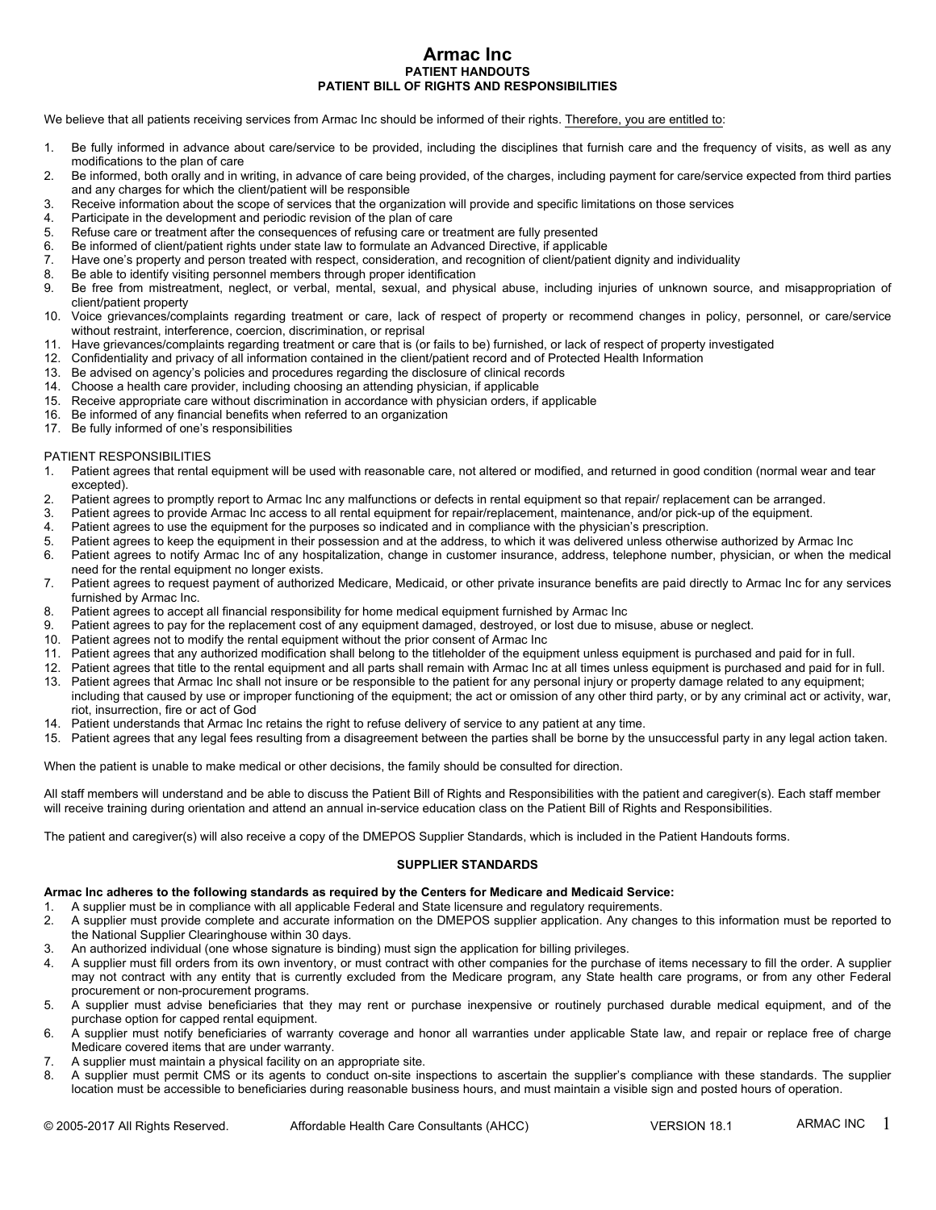# Armac Inc

## PATIENT HANDOUTS

## PATIENT BILL OF RIGHTS AND RESPONSIBILITIES

We believe that all patients receiving services from Armac Inc should be informed of their rights. Therefore, you are entitled to:

1. Be fully informed in advance about care/service to be provided, including the disciplines that furnish care and the frequency of visits, as well as any modifications to the plan of care
2. Be informed, both orally and in writing, in advance of care being provided, of the charges, including payment for care/service expected from third parties and any charges for which the client/patient will be responsible
3. Receive information about the scope of services that the organization will provide and specific limitations on those services
4. Participate in the development and periodic revision of the plan of care
5. Refuse care or treatment after the consequences of refusing care or treatment are fully presented
6. Be informed of client/patient rights under state law to formulate an Advanced Directive, if applicable
7. Have one's property and person treated with respect, consideration, and recognition of client/patient dignity and individuality
8. Be able to identify visiting personnel members through proper identification
9. Be free from mistreatment, neglect, or verbal, mental, sexual, and physical abuse, including injuries of unknown source, and misappropriation of client/patient property
10. Voice grievances/complaints regarding treatment or care, lack of respect of property or recommend changes in policy, personnel, or care/service without restraint, interference, coercion, discrimination, or reprisal
11. Have grievances/complaints regarding treatment or care that is (or fails to be) furnished, or lack of respect of property investigated
12. Confidentiality and privacy of all information contained in the client/patient record and of Protected Health Information
13. Be advised on agency's policies and procedures regarding the disclosure of clinical records
14. Choose a health care provider, including choosing an attending physician, if applicable
15. Receive appropriate care without discrimination in accordance with physician orders, if applicable
16. Be informed of any financial benefits when referred to an organization
17. Be fully informed of one's responsibilities

PATIENT RESPONSIBILITIES

1. Patient agrees that rental equipment will be used with reasonable care, not altered or modified, and returned in good condition (normal wear and tear excepted).
2. Patient agrees to promptly report to Armac Inc any malfunctions or defects in rental equipment so that repair/ replacement can be arranged.
3. Patient agrees to provide Armac Inc access to all rental equipment for repair/replacement, maintenance, and/or pick-up of the equipment.
4. Patient agrees to use the equipment for the purposes so indicated and in compliance with the physician's prescription.
5. Patient agrees to keep the equipment in their possession and at the address, to which it was delivered unless otherwise authorized by Armac Inc
6. Patient agrees to notify Armac Inc of any hospitalization, change in customer insurance, address, telephone number, physician, or when the medical need for the rental equipment no longer exists.
7. Patient agrees to request payment of authorized Medicare, Medicaid, or other private insurance benefits are paid directly to Armac Inc for any services furnished by Armac Inc.
8. Patient agrees to accept all financial responsibility for home medical equipment furnished by Armac Inc
9. Patient agrees to pay for the replacement cost of any equipment damaged, destroyed, or lost due to misuse, abuse or neglect.
10. Patient agrees not to modify the rental equipment without the prior consent of Armac Inc
11. Patient agrees that any authorized modification shall belong to the titleholder of the equipment unless equipment is purchased and paid for in full.
12. Patient agrees that title to the rental equipment and all parts shall remain with Armac Inc at all times unless equipment is purchased and paid for in full.
13. Patient agrees that Armac Inc shall not insure or be responsible to the patient for any personal injury or property damage related to any equipment; including that caused by use or improper functioning of the equipment; the act or omission of any other third party, or by any criminal act or activity, war, riot, insurrection, fire or act of God
14. Patient understands that Armac Inc retains the right to refuse delivery of service to any patient at any time.
15. Patient agrees that any legal fees resulting from a disagreement between the parties shall be borne by the unsuccessful party in any legal action taken.

When the patient is unable to make medical or other decisions, the family should be consulted for direction.

All staff members will understand and be able to discuss the Patient Bill of Rights and Responsibilities with the patient and caregiver(s). Each staff member will receive training during orientation and attend an annual in-service education class on the Patient Bill of Rights and Responsibilities.

The patient and caregiver(s) will also receive a copy of the DMEPOS Supplier Standards, which is included in the Patient Handouts forms.

### SUPPLIER STANDARDS

**Armac Inc adheres to the following standards as required by the Centers for Medicare and Medicaid Service:**

1. A supplier must be in compliance with all applicable Federal and State licensure and regulatory requirements.
2. A supplier must provide complete and accurate information on the DMEPOS supplier application. Any changes to this information must be reported to the National Supplier Clearinghouse within 30 days.
3. An authorized individual (one whose signature is binding) must sign the application for billing privileges.
4. A supplier must fill orders from its own inventory, or must contract with other companies for the purchase of items necessary to fill the order. A supplier may not contract with any entity that is currently excluded from the Medicare program, any State health care programs, or from any other Federal procurement or non-procurement programs.
5. A supplier must advise beneficiaries that they may rent or purchase inexpensive or routinely purchased durable medical equipment, and of the purchase option for capped rental equipment.
6. A supplier must notify beneficiaries of warranty coverage and honor all warranties under applicable State law, and repair or replace free of charge Medicare covered items that are under warranty.
7. A supplier must maintain a physical facility on an appropriate site.
8. A supplier must permit CMS or its agents to conduct on-site inspections to ascertain the supplier's compliance with these standards. The supplier location must be accessible to beneficiaries during reasonable business hours, and must maintain a visible sign and posted hours of operation.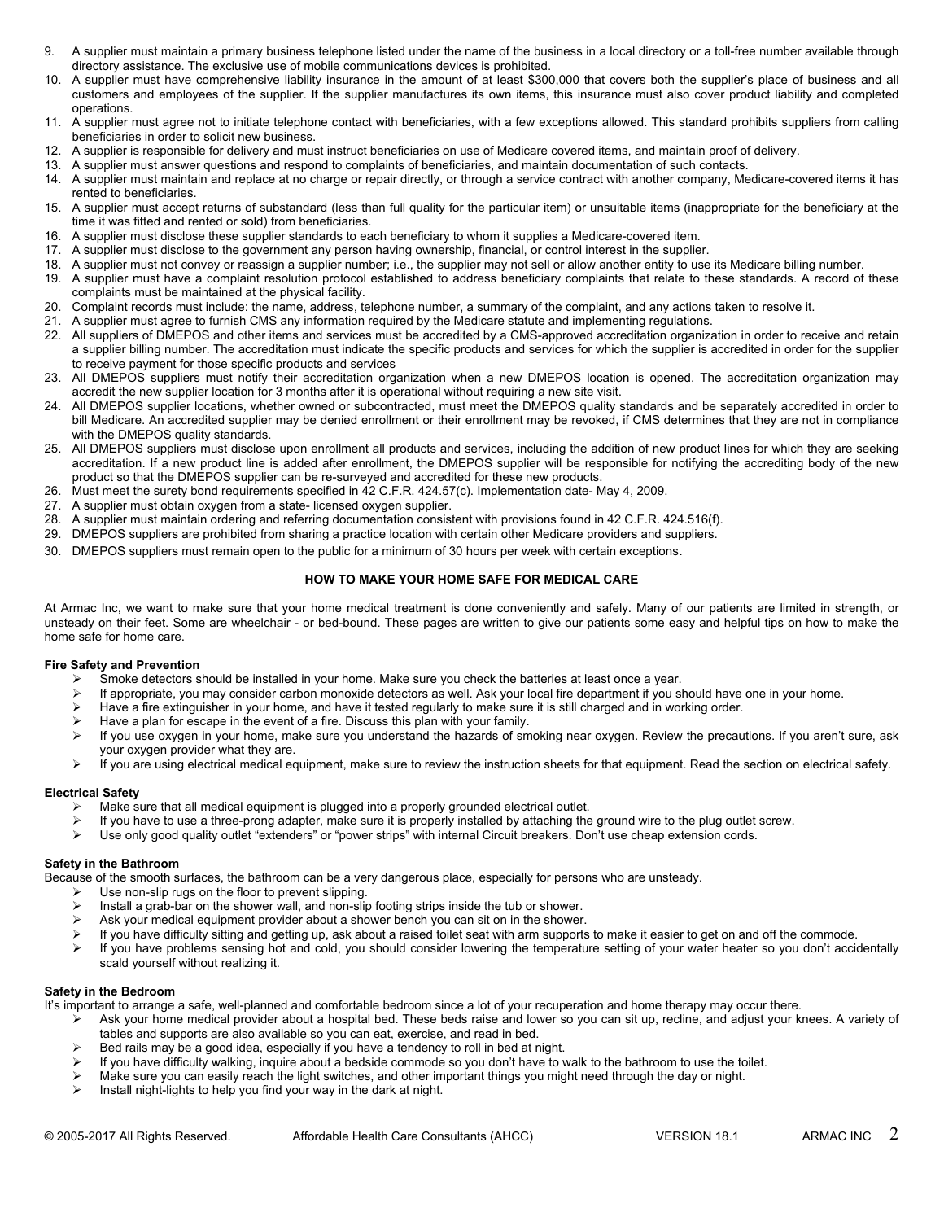9. A supplier must maintain a primary business telephone listed under the name of the business in a local directory or a toll-free number available through directory assistance. The exclusive use of mobile communications devices is prohibited.
10. A supplier must have comprehensive liability insurance in the amount of at least $300,000 that covers both the supplier's place of business and all customers and employees of the supplier. If the supplier manufactures its own items, this insurance must also cover product liability and completed operations.
11. A supplier must agree not to initiate telephone contact with beneficiaries, with a few exceptions allowed. This standard prohibits suppliers from calling beneficiaries in order to solicit new business.
12. A supplier is responsible for delivery and must instruct beneficiaries on use of Medicare covered items, and maintain proof of delivery.
13. A supplier must answer questions and respond to complaints of beneficiaries, and maintain documentation of such contacts.
14. A supplier must maintain and replace at no charge or repair directly, or through a service contract with another company, Medicare-covered items it has rented to beneficiaries.
15. A supplier must accept returns of substandard (less than full quality for the particular item) or unsuitable items (inappropriate for the beneficiary at the time it was fitted and rented or sold) from beneficiaries.
16. A supplier must disclose these supplier standards to each beneficiary to whom it supplies a Medicare-covered item.
17. A supplier must disclose to the government any person having ownership, financial, or control interest in the supplier.
18. A supplier must not convey or reassign a supplier number; i.e., the supplier may not sell or allow another entity to use its Medicare billing number.
19. A supplier must have a complaint resolution protocol established to address beneficiary complaints that relate to these standards. A record of these complaints must be maintained at the physical facility.
20. Complaint records must include: the name, address, telephone number, a summary of the complaint, and any actions taken to resolve it.
21. A supplier must agree to furnish CMS any information required by the Medicare statute and implementing regulations.
22. All suppliers of DMEPOS and other items and services must be accredited by a CMS-approved accreditation organization in order to receive and retain a supplier billing number. The accreditation must indicate the specific products and services for which the supplier is accredited in order for the supplier to receive payment for those specific products and services
23. All DMEPOS suppliers must notify their accreditation organization when a new DMEPOS location is opened. The accreditation organization may accredit the new supplier location for 3 months after it is operational without requiring a new site visit.
24. All DMEPOS supplier locations, whether owned or subcontracted, must meet the DMEPOS quality standards and be separately accredited in order to bill Medicare. An accredited supplier may be denied enrollment or their enrollment may be revoked, if CMS determines that they are not in compliance with the DMEPOS quality standards.
25. All DMEPOS suppliers must disclose upon enrollment all products and services, including the addition of new product lines for which they are seeking accreditation. If a new product line is added after enrollment, the DMEPOS supplier will be responsible for notifying the accrediting body of the new product so that the DMEPOS supplier can be re-surveyed and accredited for these new products.
26. Must meet the surety bond requirements specified in 42 C.F.R. 424.57(c). Implementation date- May 4, 2009.
27. A supplier must obtain oxygen from a state- licensed oxygen supplier.
28. A supplier must maintain ordering and referring documentation consistent with provisions found in 42 C.F.R. 424.516(f).
29. DMEPOS suppliers are prohibited from sharing a practice location with certain other Medicare providers and suppliers.
30. DMEPOS suppliers must remain open to the public for a minimum of 30 hours per week with certain exceptions.

## HOW TO MAKE YOUR HOME SAFE FOR MEDICAL CARE

At Armac Inc, we want to make sure that your home medical treatment is done conveniently and safely. Many of our patients are limited in strength, or unsteady on their feet. Some are wheelchair - or bed-bound. These pages are written to give our patients some easy and helpful tips on how to make the home safe for home care.

### Fire Safety and Prevention

- Smoke detectors should be installed in your home. Make sure you check the batteries at least once a year.
- If appropriate, you may consider carbon monoxide detectors as well. Ask your local fire department if you should have one in your home.
- Have a fire extinguisher in your home, and have it tested regularly to make sure it is still charged and in working order.
- Have a plan for escape in the event of a fire. Discuss this plan with your family.
- If you use oxygen in your home, make sure you understand the hazards of smoking near oxygen. Review the precautions. If you aren't sure, ask your oxygen provider what they are.
- If you are using electrical medical equipment, make sure to review the instruction sheets for that equipment. Read the section on electrical safety.

### Electrical Safety

- Make sure that all medical equipment is plugged into a properly grounded electrical outlet.
- If you have to use a three-prong adapter, make sure it is properly installed by attaching the ground wire to the plug outlet screw.
- Use only good quality outlet "extenders" or "power strips" with internal Circuit breakers. Don't use cheap extension cords.

### Safety in the Bathroom

Because of the smooth surfaces, the bathroom can be a very dangerous place, especially for persons who are unsteady.

- Use non-slip rugs on the floor to prevent slipping.
- Install a grab-bar on the shower wall, and non-slip footing strips inside the tub or shower.
- Ask your medical equipment provider about a shower bench you can sit on in the shower.
- If you have difficulty sitting and getting up, ask about a raised toilet seat with arm supports to make it easier to get on and off the commode.
- If you have problems sensing hot and cold, you should consider lowering the temperature setting of your water heater so you don't accidentally scald yourself without realizing it.

### Safety in the Bedroom

It's important to arrange a safe, well-planned and comfortable bedroom since a lot of your recuperation and home therapy may occur there.

- Ask your home medical provider about a hospital bed. These beds raise and lower so you can sit up, recline, and adjust your knees. A variety of tables and supports are also available so you can eat, exercise, and read in bed.
- Bed rails may be a good idea, especially if you have a tendency to roll in bed at night.
- If you have difficulty walking, inquire about a bedside commode so you don't have to walk to the bathroom to use the toilet.
- Make sure you can easily reach the light switches, and other important things you might need through the day or night.
- Install night-lights to help you find your way in the dark at night.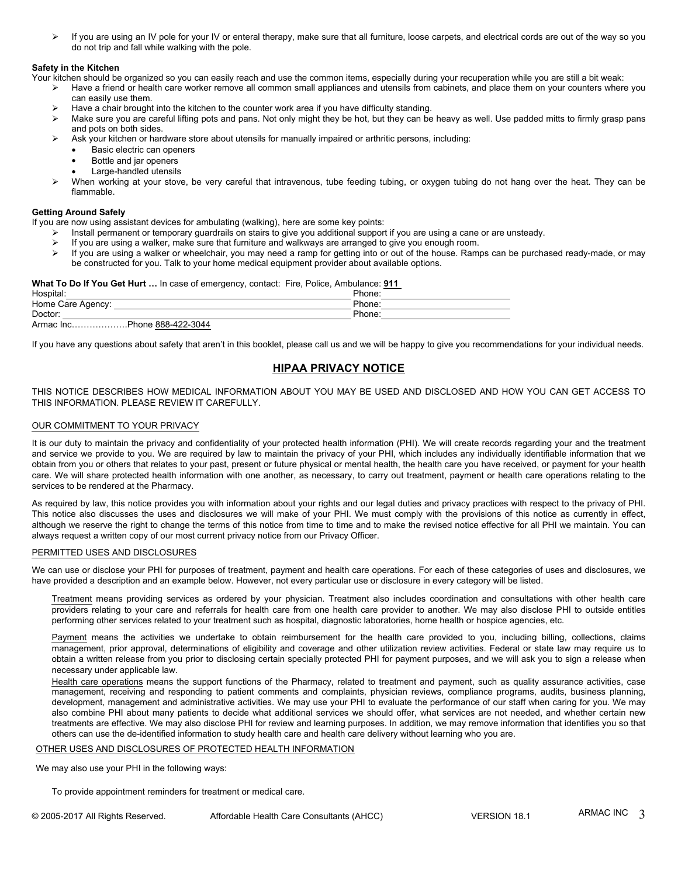- If you are using an IV pole for your IV or enteral therapy, make sure that all furniture, loose carpets, and electrical cords are out of the way so you do not trip and fall while walking with the pole.

**Safety in the Kitchen**

Your kitchen should be organized so you can easily reach and use the common items, especially during your recuperation while you are still a bit weak:

- Have a friend or health care worker remove all common small appliances and utensils from cabinets, and place them on your counters where you can easily use them.
- Have a chair brought into the kitchen to the counter work area if you have difficulty standing.
- Make sure you are careful lifting pots and pans. Not only might they be hot, but they can be heavy as well. Use padded mitts to firmly grasp pans and pots on both sides.
- Ask your kitchen or hardware store about utensils for manually impaired or arthritic persons, including:
  - Basic electric can openers
  - Bottle and jar openers
  - Large-handled utensils
- When working at your stove, be very careful that intravenous, tube feeding tubing, or oxygen tubing do not hang over the heat. They can be flammable.

**Getting Around Safely**

If you are now using assistant devices for ambulating (walking), here are some key points:

- Install permanent or temporary guardrails on stairs to give you additional support if you are using a cane or are unsteady.
- If you are using a walker, make sure that furniture and walkways are arranged to give you enough room.
- If you are using a walker or wheelchair, you may need a ramp for getting into or out of the house. Ramps can be purchased ready-made, or may be constructed for you. Talk to your home medical equipment provider about available options.

**What To Do If You Get Hurt …** In case of emergency, contact: Fire, Police, Ambulance: **911**

Hospital:\_\_\_\_\_\_\_\_\_\_\_\_\_\_\_\_\_\_\_\_\_\_\_\_\_\_\_\_\_\_\_\_ Phone:\_\_\_\_\_\_\_\_\_\_\_\_\_\_\_\_\_\_\_\_

Home Care Agency:\_\_\_\_\_\_\_\_\_\_\_\_\_\_\_\_\_\_\_\_\_\_\_\_\_\_\_\_ Phone:\_\_\_\_\_\_\_\_\_\_\_\_\_\_\_\_\_\_\_\_

Doctor:\_\_\_\_\_\_\_\_\_\_\_\_\_\_\_\_\_\_\_\_\_\_\_\_\_\_\_\_\_\_\_\_\_\_ Phone:\_\_\_\_\_\_\_\_\_\_\_\_\_\_\_\_\_\_\_\_

Armac Inc……………….Phone 888-422-3044

If you have any questions about safety that aren't in this booklet, please call us and we will be happy to give you recommendations for your individual needs.

## HIPAA PRIVACY NOTICE

THIS NOTICE DESCRIBES HOW MEDICAL INFORMATION ABOUT YOU MAY BE USED AND DISCLOSED AND HOW YOU CAN GET ACCESS TO THIS INFORMATION. PLEASE REVIEW IT CAREFULLY.

OUR COMMITMENT TO YOUR PRIVACY

It is our duty to maintain the privacy and confidentiality of your protected health information (PHI). We will create records regarding your and the treatment and service we provide to you. We are required by law to maintain the privacy of your PHI, which includes any individually identifiable information that we obtain from you or others that relates to your past, present or future physical or mental health, the health care you have received, or payment for your health care. We will share protected health information with one another, as necessary, to carry out treatment, payment or health care operations relating to the services to be rendered at the Pharmacy.

As required by law, this notice provides you with information about your rights and our legal duties and privacy practices with respect to the privacy of PHI. This notice also discusses the uses and disclosures we will make of your PHI. We must comply with the provisions of this notice as currently in effect, although we reserve the right to change the terms of this notice from time to time and to make the revised notice effective for all PHI we maintain. You can always request a written copy of our most current privacy notice from our Privacy Officer.

PERMITTED USES AND DISCLOSURES

We can use or disclose your PHI for purposes of treatment, payment and health care operations. For each of these categories of uses and disclosures, we have provided a description and an example below. However, not every particular use or disclosure in every category will be listed.

Treatment means providing services as ordered by your physician. Treatment also includes coordination and consultations with other health care providers relating to your care and referrals for health care from one health care provider to another. We may also disclose PHI to outside entitles performing other services related to your treatment such as hospital, diagnostic laboratories, home health or hospice agencies, etc.

Payment means the activities we undertake to obtain reimbursement for the health care provided to you, including billing, collections, claims management, prior approval, determinations of eligibility and coverage and other utilization review activities. Federal or state law may require us to obtain a written release from you prior to disclosing certain specially protected PHI for payment purposes, and we will ask you to sign a release when necessary under applicable law.

Health care operations means the support functions of the Pharmacy, related to treatment and payment, such as quality assurance activities, case management, receiving and responding to patient comments and complaints, physician reviews, compliance programs, audits, business planning, development, management and administrative activities. We may use your PHI to evaluate the performance of our staff when caring for you. We may also combine PHI about many patients to decide what additional services we should offer, what services are not needed, and whether certain new treatments are effective. We may also disclose PHI for review and learning purposes. In addition, we may remove information that identifies you so that others can use the de-identified information to study health care and health care delivery without learning who you are.

OTHER USES AND DISCLOSURES OF PROTECTED HEALTH INFORMATION

We may also use your PHI in the following ways:

To provide appointment reminders for treatment or medical care.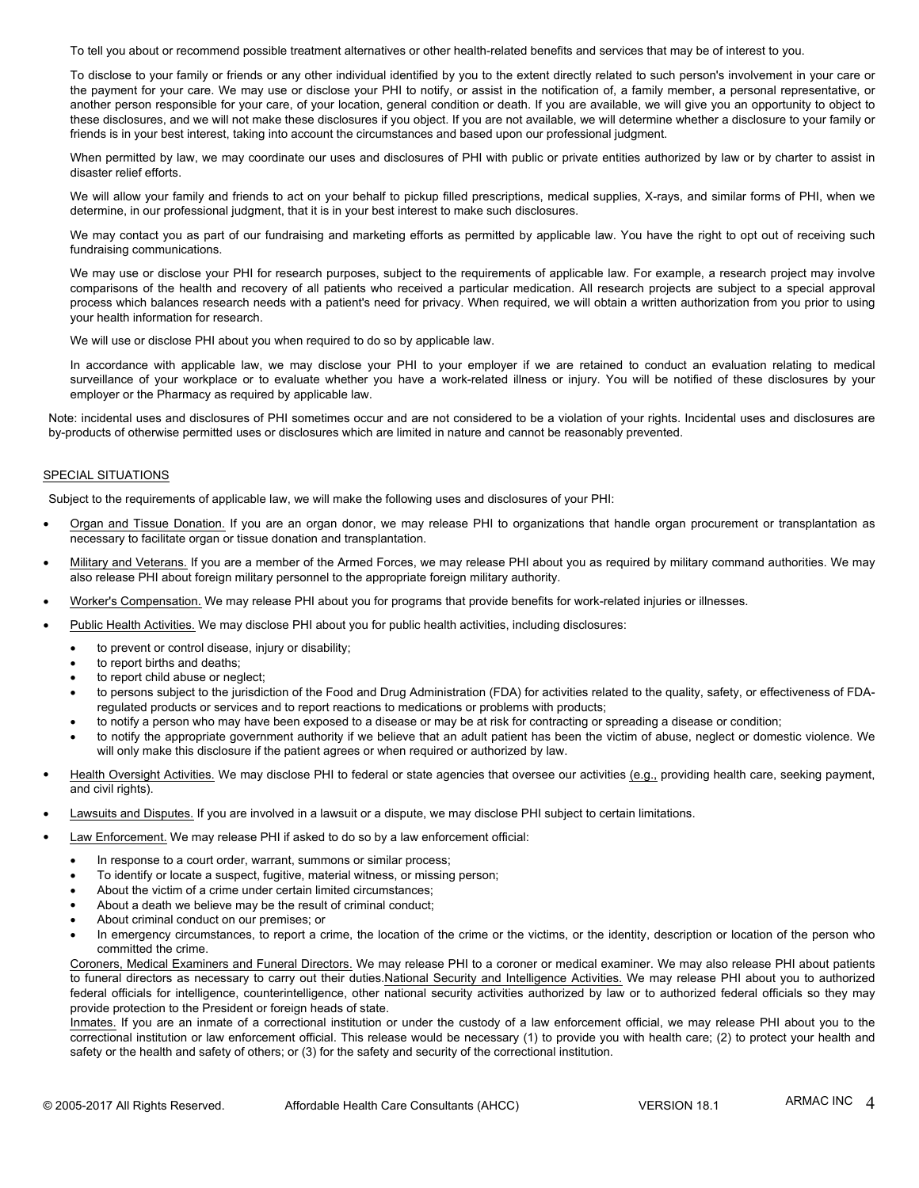To tell you about or recommend possible treatment alternatives or other health-related benefits and services that may be of interest to you.

To disclose to your family or friends or any other individual identified by you to the extent directly related to such person's involvement in your care or the payment for your care. We may use or disclose your PHI to notify, or assist in the notification of, a family member, a personal representative, or another person responsible for your care, of your location, general condition or death. If you are available, we will give you an opportunity to object to these disclosures, and we will not make these disclosures if you object. If you are not available, we will determine whether a disclosure to your family or friends is in your best interest, taking into account the circumstances and based upon our professional judgment.

When permitted by law, we may coordinate our uses and disclosures of PHI with public or private entities authorized by law or by charter to assist in disaster relief efforts.

We will allow your family and friends to act on your behalf to pickup filled prescriptions, medical supplies, X-rays, and similar forms of PHI, when we determine, in our professional judgment, that it is in your best interest to make such disclosures.

We may contact you as part of our fundraising and marketing efforts as permitted by applicable law. You have the right to opt out of receiving such fundraising communications.

We may use or disclose your PHI for research purposes, subject to the requirements of applicable law. For example, a research project may involve comparisons of the health and recovery of all patients who received a particular medication. All research projects are subject to a special approval process which balances research needs with a patient's need for privacy. When required, we will obtain a written authorization from you prior to using your health information for research.

We will use or disclose PHI about you when required to do so by applicable law.

In accordance with applicable law, we may disclose your PHI to your employer if we are retained to conduct an evaluation relating to medical surveillance of your workplace or to evaluate whether you have a work-related illness or injury. You will be notified of these disclosures by your employer or the Pharmacy as required by applicable law.

Note: incidental uses and disclosures of PHI sometimes occur and are not considered to be a violation of your rights. Incidental uses and disclosures are by-products of otherwise permitted uses or disclosures which are limited in nature and cannot be reasonably prevented.

SPECIAL SITUATIONS

Subject to the requirements of applicable law, we will make the following uses and disclosures of your PHI:

- Organ and Tissue Donation. If you are an organ donor, we may release PHI to organizations that handle organ procurement or transplantation as necessary to facilitate organ or tissue donation and transplantation.
- Military and Veterans. If you are a member of the Armed Forces, we may release PHI about you as required by military command authorities. We may also release PHI about foreign military personnel to the appropriate foreign military authority.
- Worker's Compensation. We may release PHI about you for programs that provide benefits for work-related injuries or illnesses.
- Public Health Activities. We may disclose PHI about you for public health activities, including disclosures:
  - to prevent or control disease, injury or disability;
  - to report births and deaths;
  - to report child abuse or neglect;
  - to persons subject to the jurisdiction of the Food and Drug Administration (FDA) for activities related to the quality, safety, or effectiveness of FDA-regulated products or services and to report reactions to medications or problems with products;
  - to notify a person who may have been exposed to a disease or may be at risk for contracting or spreading a disease or condition;
  - to notify the appropriate government authority if we believe that an adult patient has been the victim of abuse, neglect or domestic violence. We will only make this disclosure if the patient agrees or when required or authorized by law.
- Health Oversight Activities. We may disclose PHI to federal or state agencies that oversee our activities (e.g., providing health care, seeking payment, and civil rights).
- Lawsuits and Disputes. If you are involved in a lawsuit or a dispute, we may disclose PHI subject to certain limitations.
- Law Enforcement. We may release PHI if asked to do so by a law enforcement official:
  - In response to a court order, warrant, summons or similar process;
  - To identify or locate a suspect, fugitive, material witness, or missing person;
  - About the victim of a crime under certain limited circumstances;
  - About a death we believe may be the result of criminal conduct;
  - About criminal conduct on our premises; or
  - In emergency circumstances, to report a crime, the location of the crime or the victims, or the identity, description or location of the person who committed the crime.

  Coroners, Medical Examiners and Funeral Directors. We may release PHI to a coroner or medical examiner. We may also release PHI about patients to funeral directors as necessary to carry out their duties.National Security and Intelligence Activities. We may release PHI about you to authorized federal officials for intelligence, counterintelligence, other national security activities authorized by law or to authorized federal officials so they may provide protection to the President or foreign heads of state.

  Inmates. If you are an inmate of a correctional institution or under the custody of a law enforcement official, we may release PHI about you to the correctional institution or law enforcement official. This release would be necessary (1) to provide you with health care; (2) to protect your health and safety or the health and safety of others; or (3) for the safety and security of the correctional institution.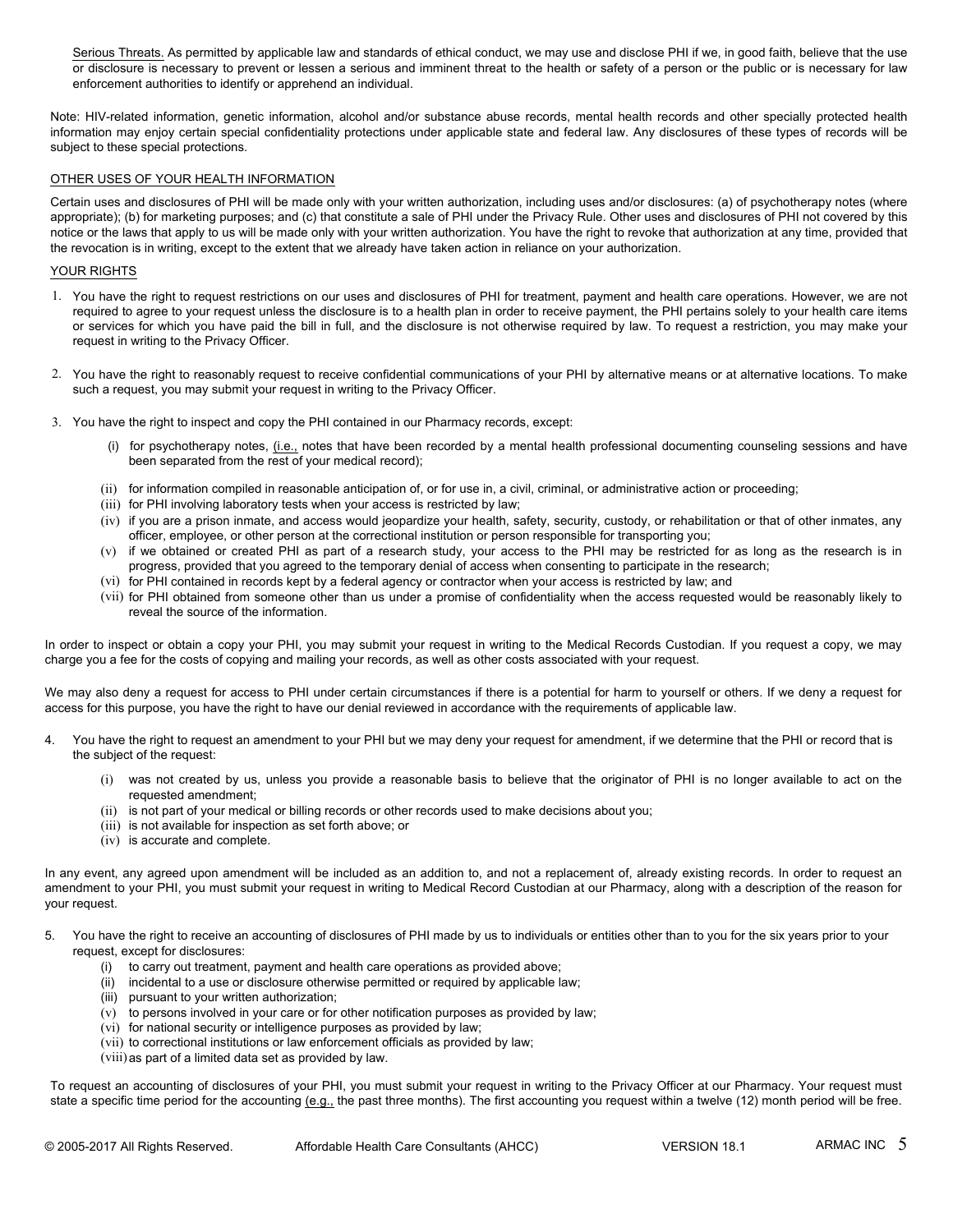Serious Threats. As permitted by applicable law and standards of ethical conduct, we may use and disclose PHI if we, in good faith, believe that the use or disclosure is necessary to prevent or lessen a serious and imminent threat to the health or safety of a person or the public or is necessary for law enforcement authorities to identify or apprehend an individual.

Note: HIV-related information, genetic information, alcohol and/or substance abuse records, mental health records and other specially protected health information may enjoy certain special confidentiality protections under applicable state and federal law. Any disclosures of these types of records will be subject to these special protections.

## OTHER USES OF YOUR HEALTH INFORMATION

Certain uses and disclosures of PHI will be made only with your written authorization, including uses and/or disclosures: (a) of psychotherapy notes (where appropriate); (b) for marketing purposes; and (c) that constitute a sale of PHI under the Privacy Rule. Other uses and disclosures of PHI not covered by this notice or the laws that apply to us will be made only with your written authorization. You have the right to revoke that authorization at any time, provided that the revocation is in writing, except to the extent that we already have taken action in reliance on your authorization.

## YOUR RIGHTS

1. You have the right to request restrictions on our uses and disclosures of PHI for treatment, payment and health care operations. However, we are not required to agree to your request unless the disclosure is to a health plan in order to receive payment, the PHI pertains solely to your health care items or services for which you have paid the bill in full, and the disclosure is not otherwise required by law. To request a restriction, you may make your request in writing to the Privacy Officer.

2. You have the right to reasonably request to receive confidential communications of your PHI by alternative means or at alternative locations. To make such a request, you may submit your request in writing to the Privacy Officer.

3. You have the right to inspect and copy the PHI contained in our Pharmacy records, except:

   (i) for psychotherapy notes, (i.e., notes that have been recorded by a mental health professional documenting counseling sessions and have been separated from the rest of your medical record);

   (ii) for information compiled in reasonable anticipation of, or for use in, a civil, criminal, or administrative action or proceeding;
   (iii) for PHI involving laboratory tests when your access is restricted by law;
   (iv) if you are a prison inmate, and access would jeopardize your health, safety, security, custody, or rehabilitation or that of other inmates, any officer, employee, or other person at the correctional institution or person responsible for transporting you;
   (v) if we obtained or created PHI as part of a research study, your access to the PHI may be restricted for as long as the research is in progress, provided that you agreed to the temporary denial of access when consenting to participate in the research;
   (vi) for PHI contained in records kept by a federal agency or contractor when your access is restricted by law; and
   (vii) for PHI obtained from someone other than us under a promise of confidentiality when the access requested would be reasonably likely to reveal the source of the information.

In order to inspect or obtain a copy your PHI, you may submit your request in writing to the Medical Records Custodian. If you request a copy, we may charge you a fee for the costs of copying and mailing your records, as well as other costs associated with your request.

We may also deny a request for access to PHI under certain circumstances if there is a potential for harm to yourself or others. If we deny a request for access for this purpose, you have the right to have our denial reviewed in accordance with the requirements of applicable law.

4. You have the right to request an amendment to your PHI but we may deny your request for amendment, if we determine that the PHI or record that is the subject of the request:

   (i) was not created by us, unless you provide a reasonable basis to believe that the originator of PHI is no longer available to act on the requested amendment;
   (ii) is not part of your medical or billing records or other records used to make decisions about you;
   (iii) is not available for inspection as set forth above; or
   (iv) is accurate and complete.

In any event, any agreed upon amendment will be included as an addition to, and not a replacement of, already existing records. In order to request an amendment to your PHI, you must submit your request in writing to Medical Record Custodian at our Pharmacy, along with a description of the reason for your request.

5. You have the right to receive an accounting of disclosures of PHI made by us to individuals or entities other than to you for the six years prior to your request, except for disclosures:
   (i) to carry out treatment, payment and health care operations as provided above;
   (ii) incidental to a use or disclosure otherwise permitted or required by applicable law;
   (iii) pursuant to your written authorization;
   (v) to persons involved in your care or for other notification purposes as provided by law;
   (vi) for national security or intelligence purposes as provided by law;
   (vii) to correctional institutions or law enforcement officials as provided by law;
   (viii) as part of a limited data set as provided by law.

To request an accounting of disclosures of your PHI, you must submit your request in writing to the Privacy Officer at our Pharmacy. Your request must state a specific time period for the accounting (e.g., the past three months). The first accounting you request within a twelve (12) month period will be free.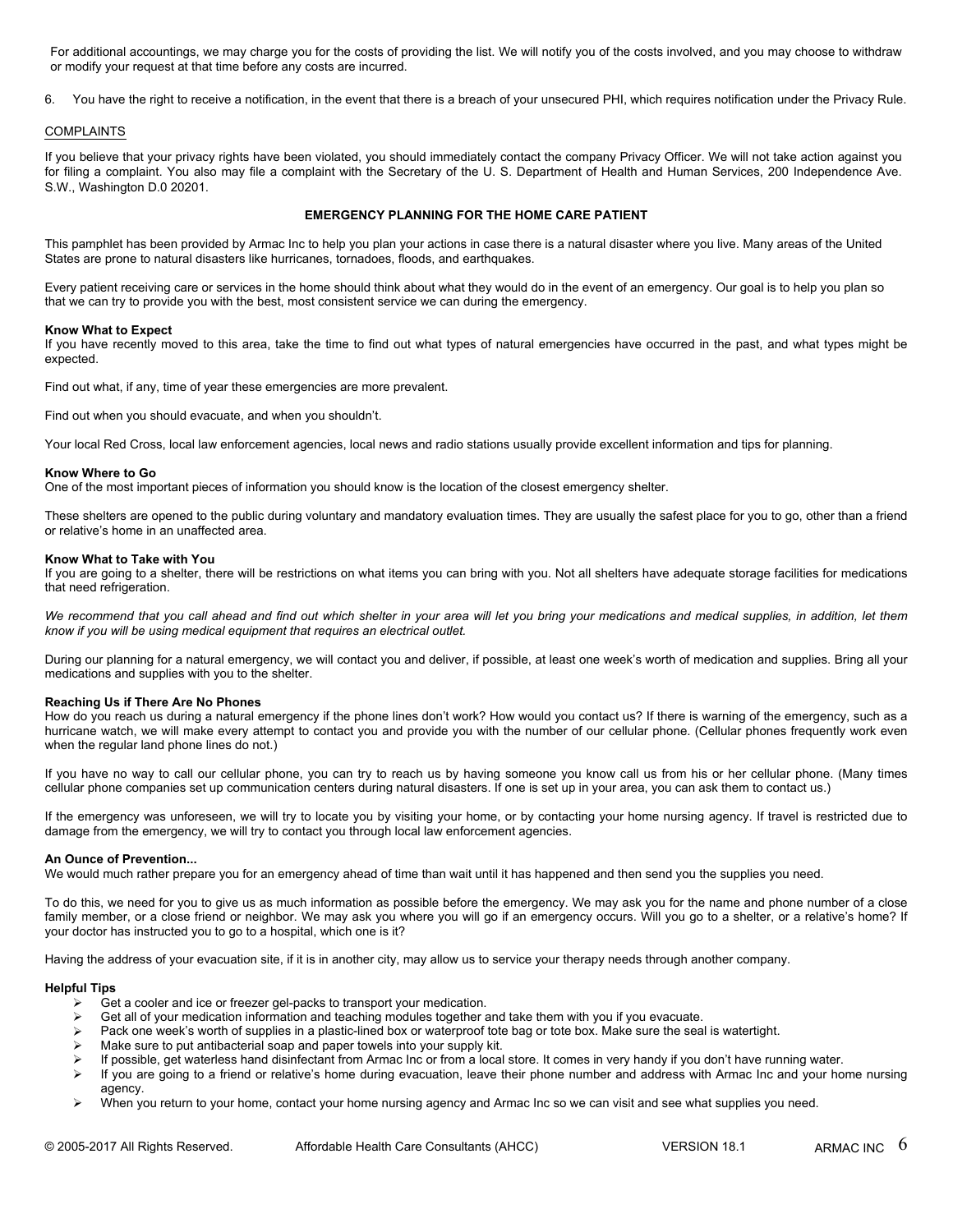For additional accountings, we may charge you for the costs of providing the list. We will notify you of the costs involved, and you may choose to withdraw or modify your request at that time before any costs are incurred.

6. You have the right to receive a notification, in the event that there is a breach of your unsecured PHI, which requires notification under the Privacy Rule.

COMPLAINTS

If you believe that your privacy rights have been violated, you should immediately contact the company Privacy Officer. We will not take action against you for filing a complaint. You also may file a complaint with the Secretary of the U. S. Department of Health and Human Services, 200 Independence Ave. S.W., Washington D.0 20201.

## EMERGENCY PLANNING FOR THE HOME CARE PATIENT

This pamphlet has been provided by Armac Inc to help you plan your actions in case there is a natural disaster where you live. Many areas of the United States are prone to natural disasters like hurricanes, tornadoes, floods, and earthquakes.

Every patient receiving care or services in the home should think about what they would do in the event of an emergency. Our goal is to help you plan so that we can try to provide you with the best, most consistent service we can during the emergency.

**Know What to Expect**
If you have recently moved to this area, take the time to find out what types of natural emergencies have occurred in the past, and what types might be expected.

Find out what, if any, time of year these emergencies are more prevalent.

Find out when you should evacuate, and when you shouldn't.

Your local Red Cross, local law enforcement agencies, local news and radio stations usually provide excellent information and tips for planning.

**Know Where to Go**
One of the most important pieces of information you should know is the location of the closest emergency shelter.

These shelters are opened to the public during voluntary and mandatory evaluation times. They are usually the safest place for you to go, other than a friend or relative's home in an unaffected area.

**Know What to Take with You**
If you are going to a shelter, there will be restrictions on what items you can bring with you. Not all shelters have adequate storage facilities for medications that need refrigeration.

*We recommend that you call ahead and find out which shelter in your area will let you bring your medications and medical supplies, in addition, let them know if you will be using medical equipment that requires an electrical outlet.*

During our planning for a natural emergency, we will contact you and deliver, if possible, at least one week's worth of medication and supplies. Bring all your medications and supplies with you to the shelter.

**Reaching Us if There Are No Phones**
How do you reach us during a natural emergency if the phone lines don't work? How would you contact us? If there is warning of the emergency, such as a hurricane watch, we will make every attempt to contact you and provide you with the number of our cellular phone. (Cellular phones frequently work even when the regular land phone lines do not.)

If you have no way to call our cellular phone, you can try to reach us by having someone you know call us from his or her cellular phone. (Many times cellular phone companies set up communication centers during natural disasters. If one is set up in your area, you can ask them to contact us.)

If the emergency was unforeseen, we will try to locate you by visiting your home, or by contacting your home nursing agency. If travel is restricted due to damage from the emergency, we will try to contact you through local law enforcement agencies.

**An Ounce of Prevention...**
We would much rather prepare you for an emergency ahead of time than wait until it has happened and then send you the supplies you need.

To do this, we need for you to give us as much information as possible before the emergency. We may ask you for the name and phone number of a close family member, or a close friend or neighbor. We may ask you where you will go if an emergency occurs. Will you go to a shelter, or a relative's home? If your doctor has instructed you to go to a hospital, which one is it?

Having the address of your evacuation site, if it is in another city, may allow us to service your therapy needs through another company.

**Helpful Tips**

- Get a cooler and ice or freezer gel-packs to transport your medication.
- Get all of your medication information and teaching modules together and take them with you if you evacuate.
- Pack one week's worth of supplies in a plastic-lined box or waterproof tote bag or tote box. Make sure the seal is watertight.
- Make sure to put antibacterial soap and paper towels into your supply kit.
- If possible, get waterless hand disinfectant from Armac Inc or from a local store. It comes in very handy if you don't have running water.
- If you are going to a friend or relative's home during evacuation, leave their phone number and address with Armac Inc and your home nursing agency.
- When you return to your home, contact your home nursing agency and Armac Inc so we can visit and see what supplies you need.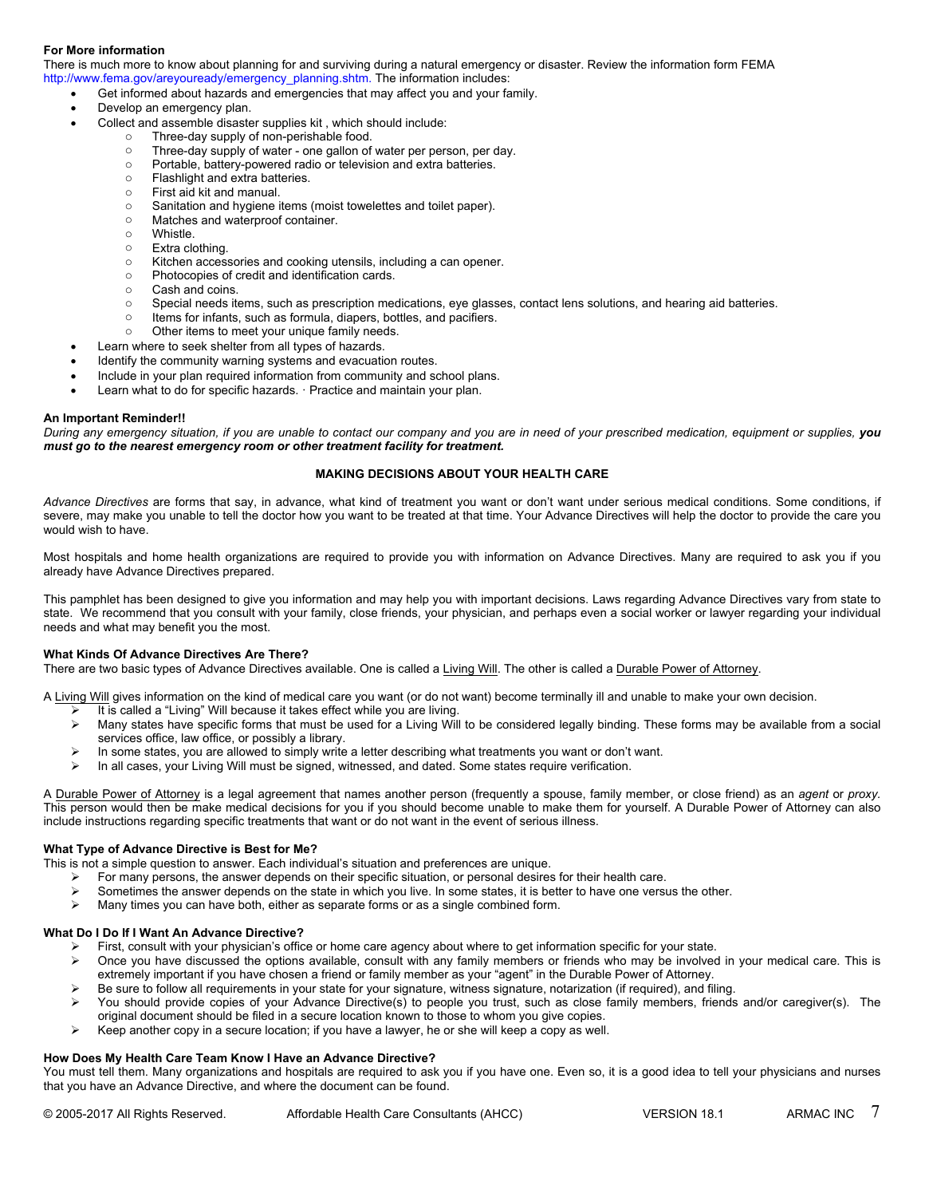**For More information**

There is much more to know about planning for and surviving during a natural emergency or disaster. Review the information form FEMA http://www.fema.gov/areyouready/emergency_planning.shtm. The information includes:

- Get informed about hazards and emergencies that may affect you and your family.
- Develop an emergency plan.
- Collect and assemble disaster supplies kit , which should include:
  - Three-day supply of non-perishable food.
  - Three-day supply of water - one gallon of water per person, per day.
  - Portable, battery-powered radio or television and extra batteries.
  - Flashlight and extra batteries.
  - First aid kit and manual.
  - Sanitation and hygiene items (moist towelettes and toilet paper).
  - Matches and waterproof container.
  - Whistle.
  - Extra clothing.
  - Kitchen accessories and cooking utensils, including a can opener.
  - Photocopies of credit and identification cards.
  - Cash and coins.
  - Special needs items, such as prescription medications, eye glasses, contact lens solutions, and hearing aid batteries.
  - Items for infants, such as formula, diapers, bottles, and pacifiers.
  - Other items to meet your unique family needs.
- Learn where to seek shelter from all types of hazards.
- Identify the community warning systems and evacuation routes.
- Include in your plan required information from community and school plans.
- Learn what to do for specific hazards. · Practice and maintain your plan.

**An Important Reminder!!**

*During any emergency situation, if you are unable to contact our company and you are in need of your prescribed medication, equipment or supplies,* ***you must go to the nearest emergency room or other treatment facility for treatment.***

## MAKING DECISIONS ABOUT YOUR HEALTH CARE

*Advance Directives* are forms that say, in advance, what kind of treatment you want or don't want under serious medical conditions. Some conditions, if severe, may make you unable to tell the doctor how you want to be treated at that time. Your Advance Directives will help the doctor to provide the care you would wish to have.

Most hospitals and home health organizations are required to provide you with information on Advance Directives. Many are required to ask you if you already have Advance Directives prepared.

This pamphlet has been designed to give you information and may help you with important decisions. Laws regarding Advance Directives vary from state to state. We recommend that you consult with your family, close friends, your physician, and perhaps even a social worker or lawyer regarding your individual needs and what may benefit you the most.

**What Kinds Of Advance Directives Are There?**

There are two basic types of Advance Directives available. One is called a Living Will. The other is called a Durable Power of Attorney.

A Living Will gives information on the kind of medical care you want (or do not want) become terminally ill and unable to make your own decision.

- It is called a "Living" Will because it takes effect while you are living.
- Many states have specific forms that must be used for a Living Will to be considered legally binding. These forms may be available from a social services office, law office, or possibly a library.
- In some states, you are allowed to simply write a letter describing what treatments you want or don't want.
- In all cases, your Living Will must be signed, witnessed, and dated. Some states require verification.

A Durable Power of Attorney is a legal agreement that names another person (frequently a spouse, family member, or close friend) as an *agent* or *proxy*. This person would then be make medical decisions for you if you should become unable to make them for yourself. A Durable Power of Attorney can also include instructions regarding specific treatments that want or do not want in the event of serious illness.

**What Type of Advance Directive is Best for Me?**

This is not a simple question to answer. Each individual's situation and preferences are unique.

- For many persons, the answer depends on their specific situation, or personal desires for their health care.
- Sometimes the answer depends on the state in which you live. In some states, it is better to have one versus the other.
- Many times you can have both, either as separate forms or as a single combined form.

**What Do I Do If I Want An Advance Directive?**

- First, consult with your physician's office or home care agency about where to get information specific for your state.
- Once you have discussed the options available, consult with any family members or friends who may be involved in your medical care. This is extremely important if you have chosen a friend or family member as your "agent" in the Durable Power of Attorney.
- Be sure to follow all requirements in your state for your signature, witness signature, notarization (if required), and filing.
- You should provide copies of your Advance Directive(s) to people you trust, such as close family members, friends and/or caregiver(s). The original document should be filed in a secure location known to those to whom you give copies.
- Keep another copy in a secure location; if you have a lawyer, he or she will keep a copy as well.

**How Does My Health Care Team Know I Have an Advance Directive?**

You must tell them. Many organizations and hospitals are required to ask you if you have one. Even so, it is a good idea to tell your physicians and nurses that you have an Advance Directive, and where the document can be found.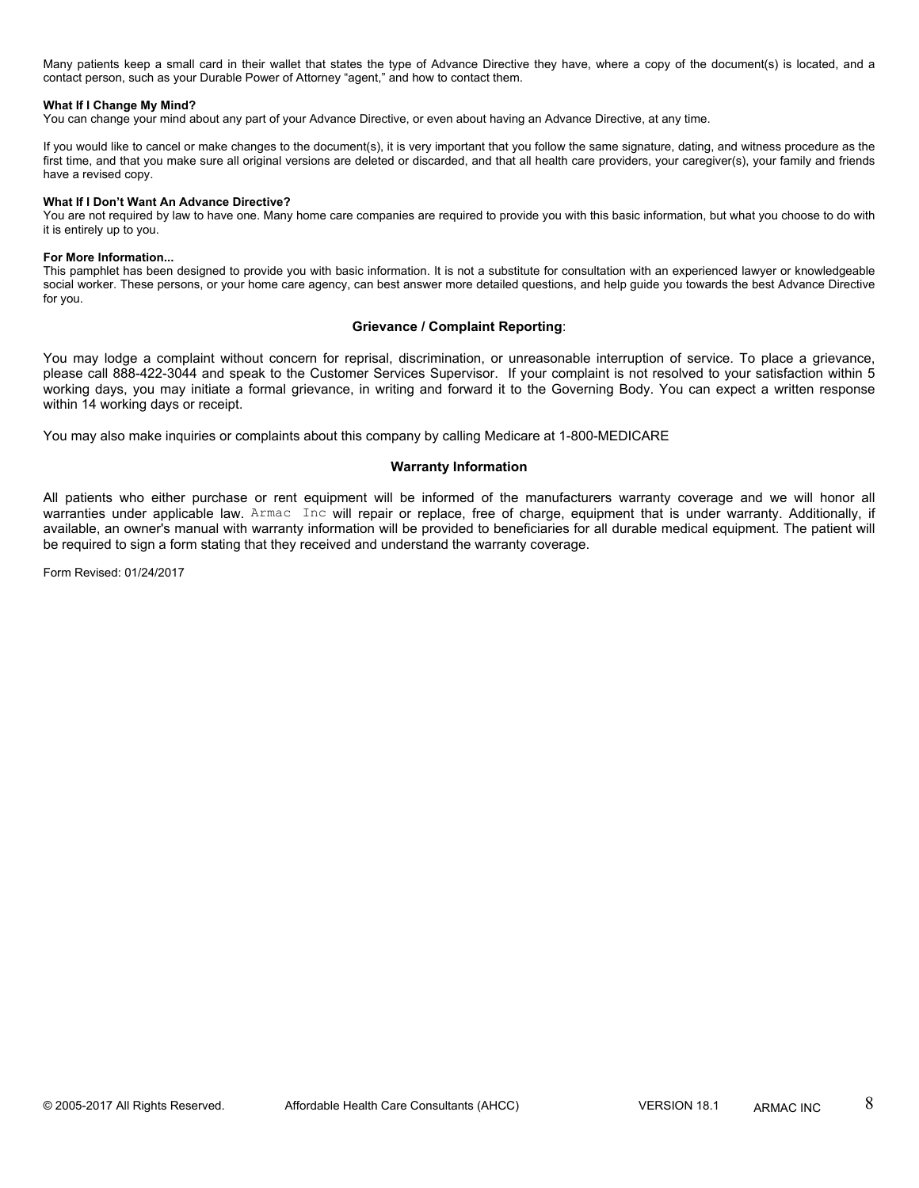Many patients keep a small card in their wallet that states the type of Advance Directive they have, where a copy of the document(s) is located, and a contact person, such as your Durable Power of Attorney "agent," and how to contact them.

**What If I Change My Mind?**

You can change your mind about any part of your Advance Directive, or even about having an Advance Directive, at any time.

If you would like to cancel or make changes to the document(s), it is very important that you follow the same signature, dating, and witness procedure as the first time, and that you make sure all original versions are deleted or discarded, and that all health care providers, your caregiver(s), your family and friends have a revised copy.

**What If I Don't Want An Advance Directive?**

You are not required by law to have one. Many home care companies are required to provide you with this basic information, but what you choose to do with it is entirely up to you.

**For More Information...**

This pamphlet has been designed to provide you with basic information. It is not a substitute for consultation with an experienced lawyer or knowledgeable social worker. These persons, or your home care agency, can best answer more detailed questions, and help guide you towards the best Advance Directive for you.

## **Grievance / Complaint Reporting**:

You may lodge a complaint without concern for reprisal, discrimination, or unreasonable interruption of service. To place a grievance, please call 888-422-3044 and speak to the Customer Services Supervisor. If your complaint is not resolved to your satisfaction within 5 working days, you may initiate a formal grievance, in writing and forward it to the Governing Body. You can expect a written response within 14 working days or receipt.

You may also make inquiries or complaints about this company by calling Medicare at 1-800-MEDICARE

## **Warranty Information**

All patients who either purchase or rent equipment will be informed of the manufacturers warranty coverage and we will honor all warranties under applicable law. Armac Inc will repair or replace, free of charge, equipment that is under warranty. Additionally, if available, an owner's manual with warranty information will be provided to beneficiaries for all durable medical equipment. The patient will be required to sign a form stating that they received and understand the warranty coverage.

Form Revised: 01/24/2017